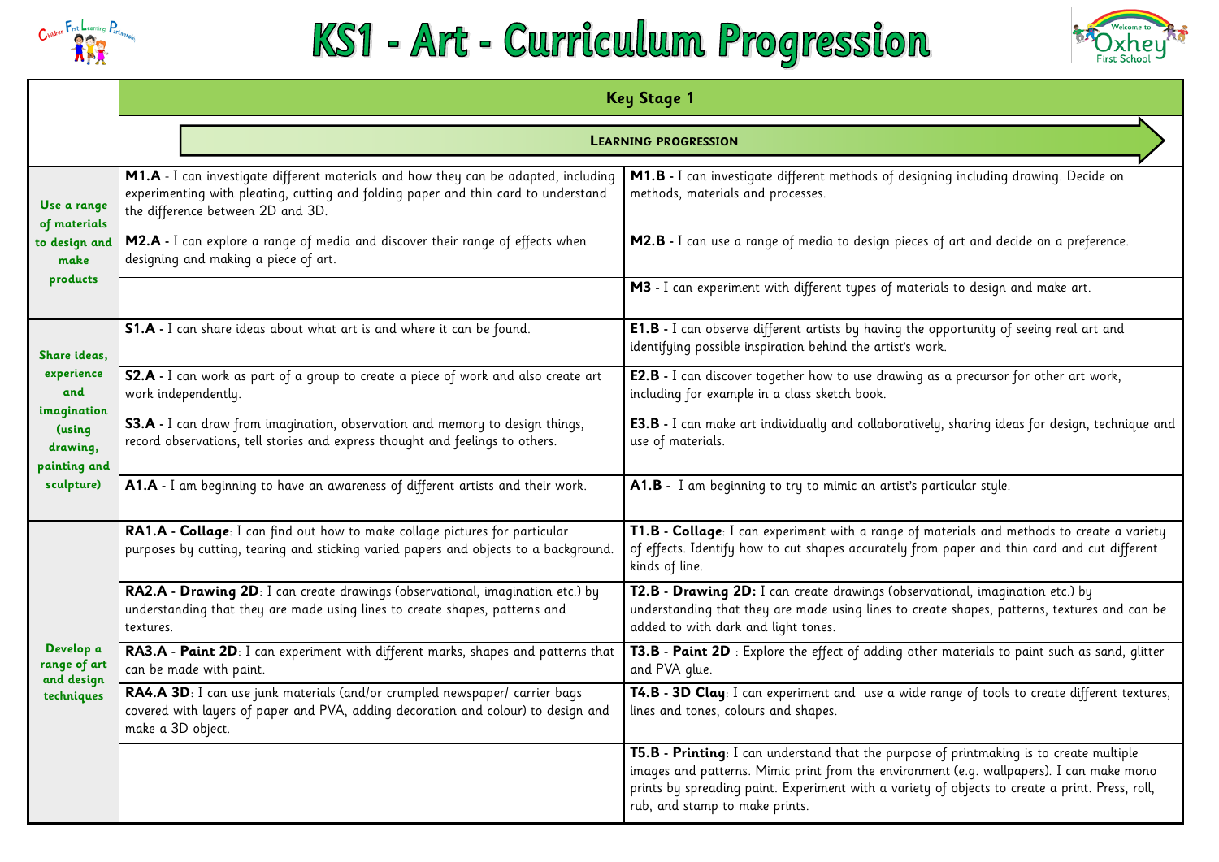# KS1 - Art - Curriculum Progression

| | Key Stage 1 | |
|---|---|---|
| | **Learning progression** | |
| **Use a range of materials to design and make products** | **M1.A** - I can investigate different materials and how they can be adapted, including experimenting with pleating, cutting and folding paper and thin card to understand the difference between 2D and 3D. | **M1.B** - I can investigate different methods of designing including drawing. Decide on methods, materials and processes. |
| | **M2.A** - I can explore a range of media and discover their range of effects when designing and making a piece of art. | **M2.B** - I can use a range of media to design pieces of art and decide on a preference. |
| | | **M3** - I can experiment with different types of materials to design and make art. |
| **Share ideas, experience and imagination (using drawing, painting and sculpture)** | **S1.A** - I can share ideas about what art is and where it can be found. | **E1.B** - I can observe different artists by having the opportunity of seeing real art and identifying possible inspiration behind the artist's work. |
| | **S2.A** - I can work as part of a group to create a piece of work and also create art work independently. | **E2.B** - I can discover together how to use drawing as a precursor for other art work, including for example in a class sketch book. |
| | **S3.A** - I can draw from imagination, observation and memory to design things, record observations, tell stories and express thought and feelings to others. | **E3.B** - I can make art individually and collaboratively, sharing ideas for design, technique and use of materials. |
| | **A1.A** - I am beginning to have an awareness of different artists and their work. | **A1.B** - I am beginning to try to mimic an artist's particular style. |
| **Develop a range of art and design techniques** | **RA1.A - Collage**: I can find out how to make collage pictures for particular purposes by cutting, tearing and sticking varied papers and objects to a background. | **T1.B - Collage**: I can experiment with a range of materials and methods to create a variety of effects. Identify how to cut shapes accurately from paper and thin card and cut different kinds of line. |
| | **RA2.A - Drawing 2D**: I can create drawings (observational, imagination etc.) by understanding that they are made using lines to create shapes, patterns and textures. | **T2.B - Drawing 2D:** I can create drawings (observational, imagination etc.) by understanding that they are made using lines to create shapes, patterns, textures and can be added to with dark and light tones. |
| | **RA3.A - Paint 2D**: I can experiment with different marks, shapes and patterns that can be made with paint. | **T3.B - Paint 2D** : Explore the effect of adding other materials to paint such as sand, glitter and PVA glue. |
| | **RA4.A 3D**: I can use junk materials (and/or crumpled newspaper/ carrier bags covered with layers of paper and PVA, adding decoration and colour) to design and make a 3D object. | **T4.B - 3D Clay**: I can experiment and use a wide range of tools to create different textures, lines and tones, colours and shapes. |
| | | **T5.B - Printing**: I can understand that the purpose of printmaking is to create multiple images and patterns. Mimic print from the environment (e.g. wallpapers). I can make mono prints by spreading paint. Experiment with a variety of objects to create a print. Press, roll, rub, and stamp to make prints. |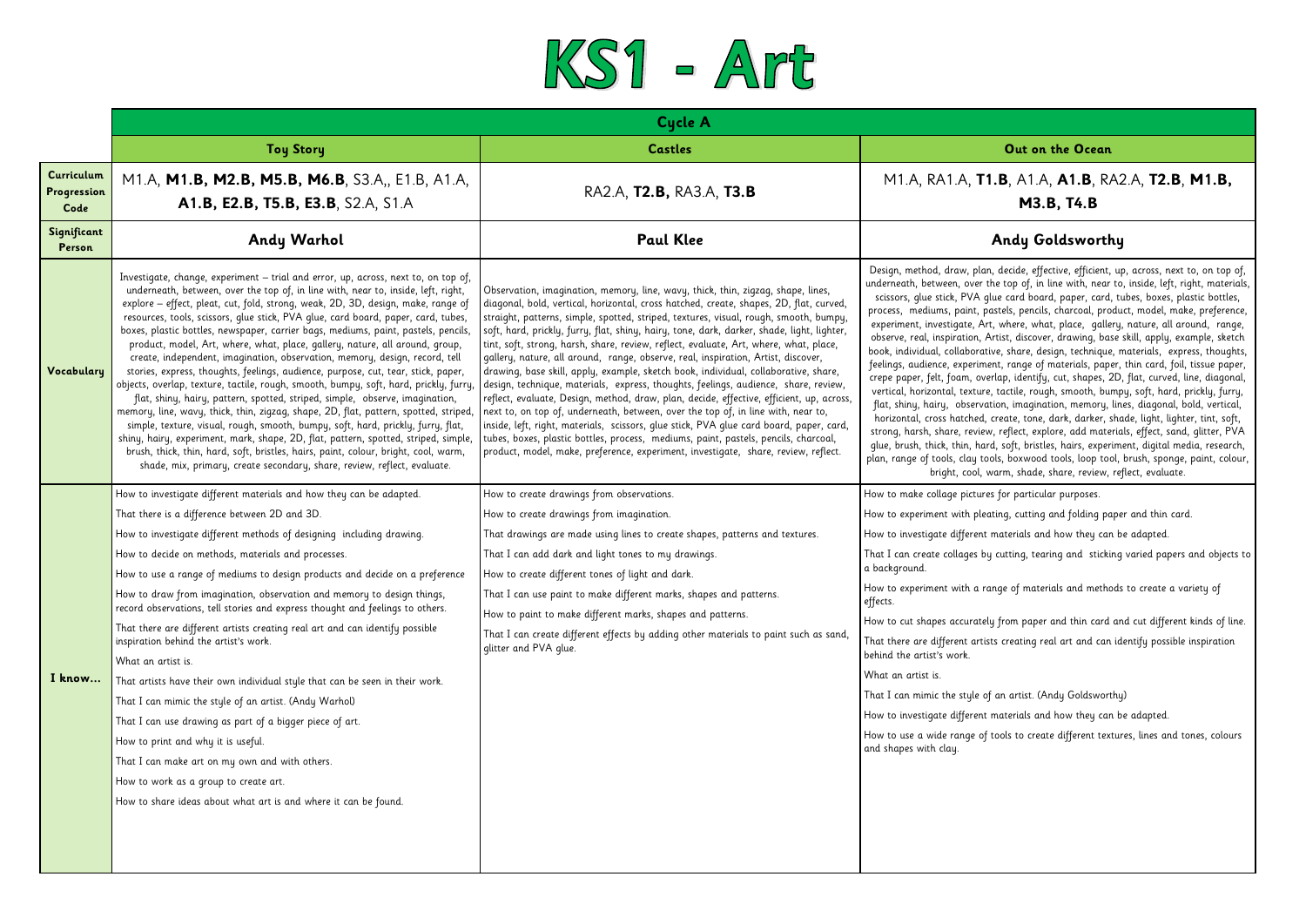# KS1 - Art

| | Cycle A | | |
|---|---|---|---|
| | **Toy Story** | **Castles** | **Out on the Ocean** |
| **Curriculum Progression Code** | M1.A, **M1.B, M2.B, M5.B, M6.B**, S3.A,, E1.B, A1.A, **A1.B, E2.B, T5.B, E3.B**, S2.A, S1.A | RA2.A, **T2.B,** RA3.A, **T3.B** | M1.A, RA1.A, **T1.B**, A1.A, **A1.B**, RA2.A, **T2.B**, **M1.B, M3.B, T4.B** |
| **Significant Person** | **Andy Warhol** | **Paul Klee** | **Andy Goldsworthy** |
| **Vocabulary** | Investigate, change, experiment – trial and error, up, across, next to, on top of, underneath, between, over the top of, in line with, near to, inside, left, right, explore – effect, pleat, cut, fold, strong, weak, 2D, 3D, design, make, range of resources, tools, scissors, glue stick, PVA glue, card board, paper, card, tubes, boxes, plastic bottles, newspaper, carrier bags, mediums, paint, pastels, pencils, product, model, Art, where, what, place, gallery, nature, all around, group, create, independent, imagination, observation, memory, design, record, tell stories, express, thoughts, feelings, audience, purpose, cut, tear, stick, paper, objects, overlap, texture, tactile, rough, smooth, bumpy, soft, hard, prickly, furry, flat, shiny, hairy, pattern, spotted, striped, simple, observe, imagination, memory, line, wavy, thick, thin, zigzag, shape, 2D, flat, pattern, spotted, striped, simple, texture, visual, rough, smooth, bumpy, soft, hard, prickly, furry, flat, shiny, hairy, experiment, mark, shape, 2D, flat, pattern, spotted, striped, simple, brush, thick, thin, hard, soft, bristles, hairs, paint, colour, bright, cool, warm, shade, mix, primary, create secondary, share, review, reflect, evaluate. | Observation, imagination, memory, line, wavy, thick, thin, zigzag, shape, lines, diagonal, bold, vertical, horizontal, cross hatched, create, shapes, 2D, flat, curved, straight, patterns, simple, spotted, striped, textures, visual, rough, smooth, bumpy, soft, hard, prickly, furry, flat, shiny, hairy, tone, dark, darker, shade, light, lighter, tint, soft, strong, harsh, share, review, reflect, evaluate, Art, where, what, place, gallery, nature, all around, range, observe, real, inspiration, Artist, discover, drawing, base skill, apply, example, sketch book, individual, collaborative, share, design, technique, materials, express, thoughts, feelings, audience, share, review, reflect, evaluate, Design, method, draw, plan, decide, effective, efficient, up, across, next to, on top of, underneath, between, over the top of, in line with, near to, inside, left, right, materials, scissors, glue stick, PVA glue card board, paper, card, tubes, boxes, plastic bottles, process, mediums, paint, pastels, pencils, charcoal, product, model, make, preference, experiment, investigate, share, review, reflect. | Design, method, draw, plan, decide, effective, efficient, up, across, next to, on top of, underneath, between, over the top of, in line with, near to, inside, left, right, materials, scissors, glue stick, PVA glue card board, paper, card, tubes, boxes, plastic bottles, process, mediums, paint, pastels, pencils, charcoal, product, model, make, preference, experiment, investigate, Art, where, what, place, gallery, nature, all around, range, observe, real, inspiration, Artist, discover, drawing, base skill, apply, example, sketch book, individual, collaborative, share, design, technique, materials, express, thoughts, feelings, audience, experiment, range of materials, paper, thin card, foil, tissue paper, crepe paper, felt, foam, overlap, identify, cut, shapes, 2D, flat, curved, line, diagonal, vertical, horizontal, texture, tactile, rough, smooth, bumpy, soft, hard, prickly, furry, flat, shiny, hairy, observation, imagination, memory, lines, diagonal, bold, vertical, horizontal, cross hatched, create, tone, dark, darker, shade, light, lighter, tint, soft, strong, harsh, share, review, reflect, explore, add materials, effect, sand, glitter, PVA glue, brush, thick, thin, hard, soft, bristles, hairs, experiment, digital media, research, plan, range of tools, clay tools, boxwood tools, loop tool, brush, sponge, paint, colour, bright, cool, warm, shade, share, review, reflect, evaluate. |
| **I know…** | How to investigate different materials and how they can be adapted.<br>That there is a difference between 2D and 3D.<br>How to investigate different methods of designing including drawing.<br>How to decide on methods, materials and processes.<br>How to use a range of mediums to design products and decide on a preference<br>How to draw from imagination, observation and memory to design things, record observations, tell stories and express thought and feelings to others.<br>That there are different artists creating real art and can identify possible inspiration behind the artist's work.<br>What an artist is.<br>That artists have their own individual style that can be seen in their work.<br>That I can mimic the style of an artist. (Andy Warhol)<br>That I can use drawing as part of a bigger piece of art.<br>How to print and why it is useful.<br>That I can make art on my own and with others.<br>How to work as a group to create art.<br>How to share ideas about what art is and where it can be found. | How to create drawings from observations.<br>How to create drawings from imagination.<br>That drawings are made using lines to create shapes, patterns and textures.<br>That I can add dark and light tones to my drawings.<br>How to create different tones of light and dark.<br>That I can use paint to make different marks, shapes and patterns.<br>How to paint to make different marks, shapes and patterns.<br>That I can create different effects by adding other materials to paint such as sand, glitter and PVA glue. | How to make collage pictures for particular purposes.<br>How to experiment with pleating, cutting and folding paper and thin card.<br>How to investigate different materials and how they can be adapted.<br>That I can create collages by cutting, tearing and sticking varied papers and objects to a background.<br>How to experiment with a range of materials and methods to create a variety of effects.<br>How to cut shapes accurately from paper and thin card and cut different kinds of line.<br>That there are different artists creating real art and can identify possible inspiration behind the artist's work.<br>What an artist is.<br>That I can mimic the style of an artist. (Andy Goldsworthy)<br>How to investigate different materials and how they can be adapted.<br>How to use a wide range of tools to create different textures, lines and tones, colours and shapes with clay. |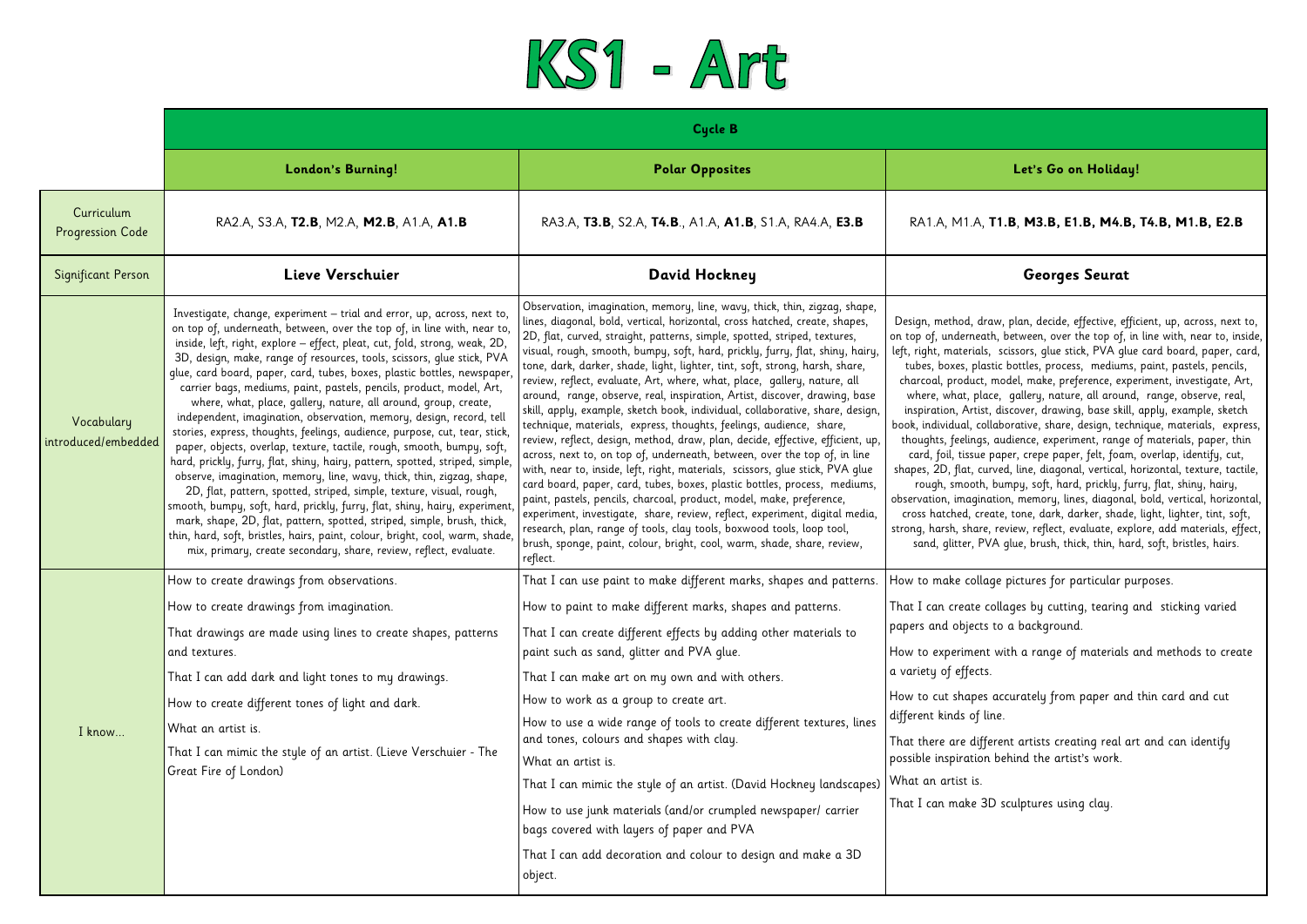# KS1 - Art

| | Cycle B | | |
|---|---|---|---|
| | **London's Burning!** | **Polar Opposites** | **Let's Go on Holiday!** |
| Curriculum Progression Code | RA2.A, S3.A, **T2.B**, M2.A, **M2.B**, A1.A, **A1.B** | RA3.A, **T3.B**, S2.A, **T4.B**., A1.A, **A1.B**, S1.A, RA4.A, **E3.B** | RA1.A, M1.A, **T1.B**, **M3.B, E1.B, M4.B, T4.B, M1.B, E2.B** |
| Significant Person | **Lieve Verschuier** | **David Hockney** | **Georges Seurat** |
| Vocabulary introduced/embedded | Investigate, change, experiment – trial and error, up, across, next to, on top of, underneath, between, over the top of, in line with, near to, inside, left, right, explore – effect, pleat, cut, fold, strong, weak, 2D, 3D, design, make, range of resources, tools, scissors, glue stick, PVA glue, card board, paper, card, tubes, boxes, plastic bottles, newspaper, carrier bags, mediums, paint, pastels, pencils, product, model, Art, where, what, place, gallery, nature, all around, group, create, independent, imagination, observation, memory, design, record, tell stories, express, thoughts, feelings, audience, purpose, cut, tear, stick, paper, objects, overlap, texture, tactile, rough, smooth, bumpy, soft, hard, prickly, furry, flat, shiny, hairy, pattern, spotted, striped, simple, observe, imagination, memory, line, wavy, thick, thin, zigzag, shape, 2D, flat, pattern, spotted, striped, simple, texture, visual, rough, smooth, bumpy, soft, hard, prickly, furry, flat, shiny, hairy, experiment, mark, shape, 2D, flat, pattern, spotted, striped, simple, brush, thick, thin, hard, soft, bristles, hairs, paint, colour, bright, cool, warm, shade, mix, primary, create secondary, share, review, reflect, evaluate. | Observation, imagination, memory, line, wavy, thick, thin, zigzag, shape, lines, diagonal, bold, vertical, horizontal, cross hatched, create, shapes, 2D, flat, curved, straight, patterns, simple, spotted, striped, textures, visual, rough, smooth, bumpy, soft, hard, prickly, furry, flat, shiny, hairy, tone, dark, darker, shade, light, lighter, tint, soft, strong, harsh, share, review, reflect, evaluate, Art, where, what, place, gallery, nature, all around, range, observe, real, inspiration, Artist, discover, drawing, base skill, apply, example, sketch book, individual, collaborative, share, design, technique, materials, express, thoughts, feelings, audience, share, review, reflect, design, method, draw, plan, decide, effective, efficient, up, across, next to, on top of, underneath, between, over the top of, in line with, near to, inside, left, right, materials, scissors, glue stick, PVA glue card board, paper, card, tubes, boxes, plastic bottles, process, mediums, paint, pastels, pencils, charcoal, product, model, make, preference, experiment, investigate, share, review, reflect, experiment, digital media, research, plan, range of tools, clay tools, boxwood tools, loop tool, brush, sponge, paint, colour, bright, cool, warm, shade, share, review, reflect. | Design, method, draw, plan, decide, effective, efficient, up, across, next to, on top of, underneath, between, over the top of, in line with, near to, inside, left, right, materials, scissors, glue stick, PVA glue card board, paper, card, tubes, boxes, plastic bottles, process, mediums, paint, pastels, pencils, charcoal, product, model, make, preference, experiment, investigate, Art, where, what, place, gallery, nature, all around, range, observe, real, inspiration, Artist, discover, drawing, base skill, apply, example, sketch book, individual, collaborative, share, design, technique, materials, express, thoughts, feelings, audience, experiment, range of materials, paper, thin card, foil, tissue paper, crepe paper, felt, foam, overlap, identify, cut, shapes, 2D, flat, curved, line, diagonal, vertical, horizontal, texture, tactile, rough, smooth, bumpy, soft, hard, prickly, furry, flat, shiny, hairy, observation, imagination, memory, lines, diagonal, bold, vertical, horizontal, cross hatched, create, tone, dark, darker, shade, light, lighter, tint, soft, strong, harsh, share, review, reflect, evaluate, explore, add materials, effect, sand, glitter, PVA glue, brush, thick, thin, hard, soft, bristles, hairs. |
| I know... | How to create drawings from observations.<br><br>How to create drawings from imagination.<br><br>That drawings are made using lines to create shapes, patterns and textures.<br><br>That I can add dark and light tones to my drawings.<br><br>How to create different tones of light and dark.<br><br>What an artist is.<br><br>That I can mimic the style of an artist. (Lieve Verschuier - The Great Fire of London) | That I can use paint to make different marks, shapes and patterns.<br><br>How to paint to make different marks, shapes and patterns.<br><br>That I can create different effects by adding other materials to paint such as sand, glitter and PVA glue.<br><br>That I can make art on my own and with others.<br><br>How to work as a group to create art.<br><br>How to use a wide range of tools to create different textures, lines and tones, colours and shapes with clay.<br><br>What an artist is.<br><br>That I can mimic the style of an artist. (David Hockney landscapes)<br><br>How to use junk materials (and/or crumpled newspaper/ carrier bags covered with layers of paper and PVA<br><br>That I can add decoration and colour to design and make a 3D object. | How to make collage pictures for particular purposes.<br><br>That I can create collages by cutting, tearing and sticking varied papers and objects to a background.<br><br>How to experiment with a range of materials and methods to create a variety of effects.<br><br>How to cut shapes accurately from paper and thin card and cut different kinds of line.<br><br>That there are different artists creating real art and can identify possible inspiration behind the artist's work.<br><br>What an artist is.<br><br>That I can make 3D sculptures using clay. |